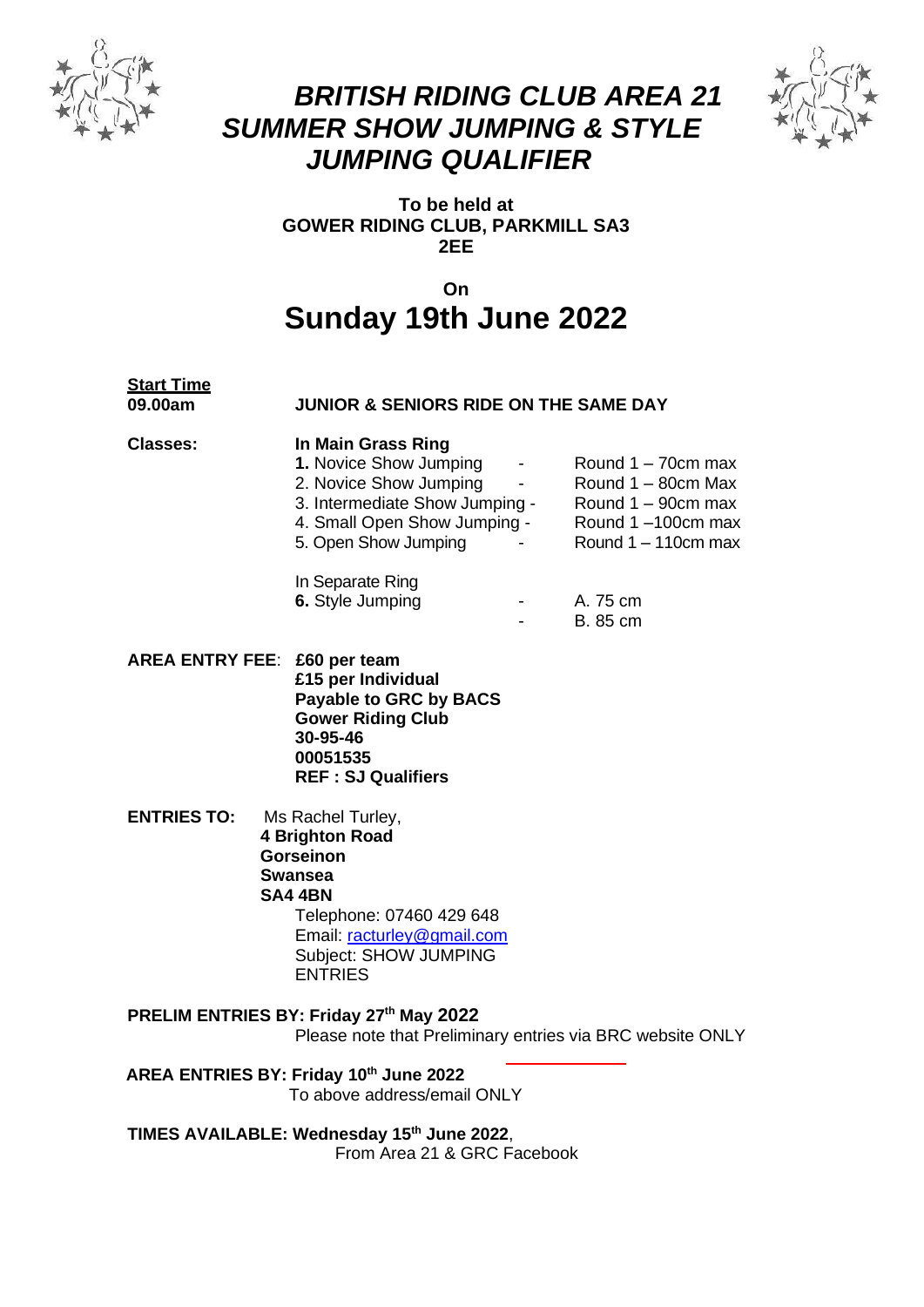# *BRITISH RIDING CLUB AREA 21 SUMMER SHOW JUMPING & STYLE JUMPING QUALIFIER*

**To be held at**
**GOWER RIDING CLUB, PARKMILL SA3 2EE**

**On**

## Sunday 19th June 2022

**Start Time**
**09.00am** **JUNIOR & SENIORS RIDE ON THE SAME DAY**

**Classes:** **In Main Grass Ring**

**1.** Novice Show Jumping - Round 1 – 70cm max
2. Novice Show Jumping - Round 1 – 80cm Max
3. Intermediate Show Jumping - Round 1 – 90cm max
4. Small Open Show Jumping - Round 1 –100cm max
5. Open Show Jumping - Round 1 – 110cm max

In Separate Ring
**6.** Style Jumping - A. 75 cm
- B. 85 cm

**AREA ENTRY FEE**: **£60 per team**
**£15 per Individual**
**Payable to GRC by BACS**
**Gower Riding Club**
**30-95-46**
**00051535**
**REF : SJ Qualifiers**

**ENTRIES TO:** Ms Rachel Turley,
**4 Brighton Road**
**Gorseinon**
**Swansea**
**SA4 4BN**
Telephone: 07460 429 648
Email: racturley@gmail.com
Subject: SHOW JUMPING ENTRIES

**PRELIM ENTRIES BY: Friday 27th May 2022**
Please note that Preliminary entries via BRC website ONLY

**AREA ENTRIES BY: Friday 10th June 2022**
To above address/email ONLY

**TIMES AVAILABLE: Wednesday 15th June 2022**,
From Area 21 & GRC Facebook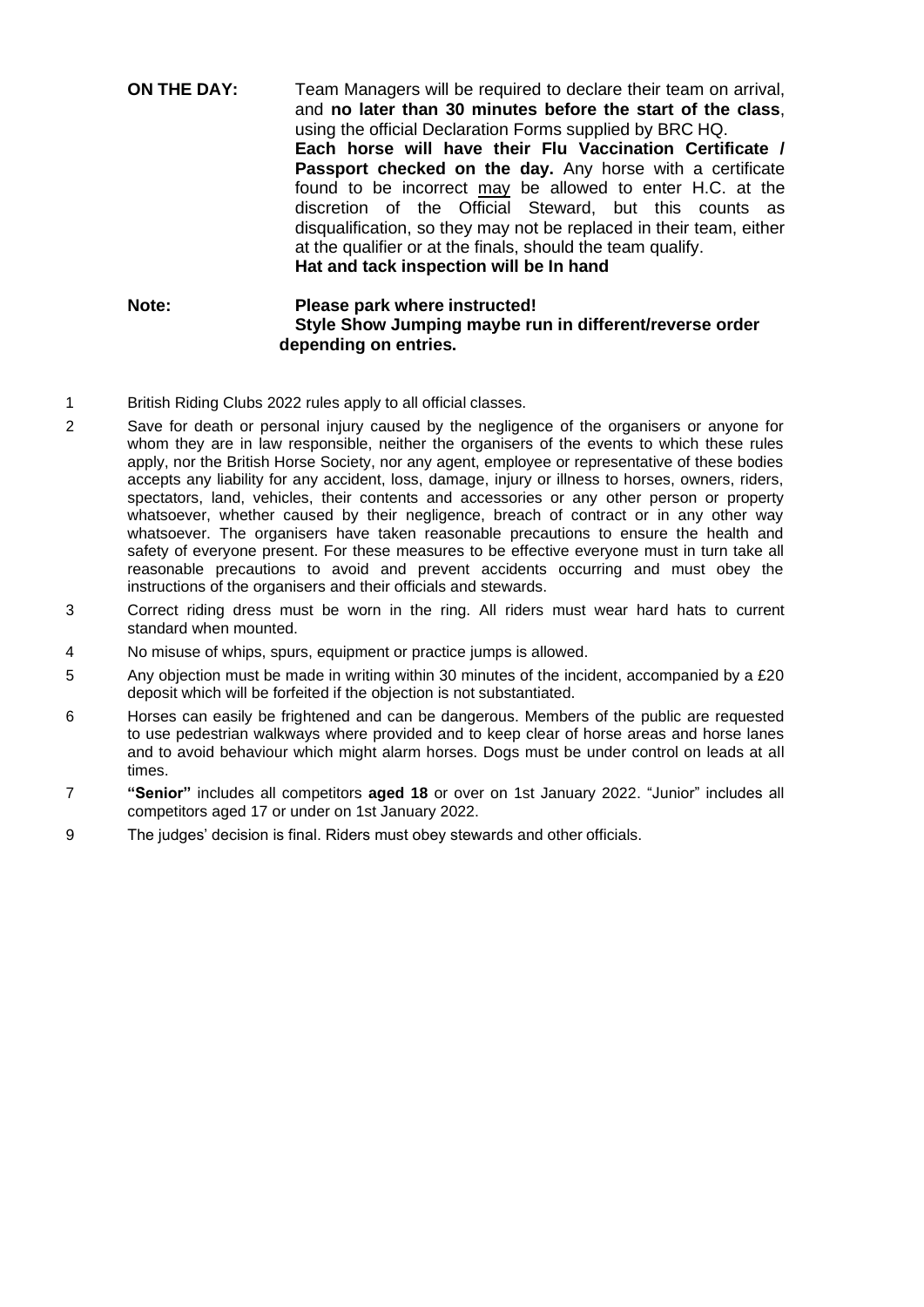**ON THE DAY:** Team Managers will be required to declare their team on arrival, and **no later than 30 minutes before the start of the class**, using the official Declaration Forms supplied by BRC HQ. **Each horse will have their Flu Vaccination Certificate / Passport checked on the day.** Any horse with a certificate found to be incorrect <u>may</u> be allowed to enter H.C. at the discretion of the Official Steward, but this counts as disqualification, so they may not be replaced in their team, either at the qualifier or at the finals, should the team qualify.
**Hat and tack inspection will be In hand**

**Note:** **Please park where instructed!**
**Style Show Jumping maybe run in different/reverse order depending on entries.**

1 British Riding Clubs 2022 rules apply to all official classes.

2 Save for death or personal injury caused by the negligence of the organisers or anyone for whom they are in law responsible, neither the organisers of the events to which these rules apply, nor the British Horse Society, nor any agent, employee or representative of these bodies accepts any liability for any accident, loss, damage, injury or illness to horses, owners, riders, spectators, land, vehicles, their contents and accessories or any other person or property whatsoever, whether caused by their negligence, breach of contract or in any other way whatsoever. The organisers have taken reasonable precautions to ensure the health and safety of everyone present. For these measures to be effective everyone must in turn take all reasonable precautions to avoid and prevent accidents occurring and must obey the instructions of the organisers and their officials and stewards.

3 Correct riding dress must be worn in the ring. All riders must wear hard hats to current standard when mounted.

4 No misuse of whips, spurs, equipment or practice jumps is allowed.

5 Any objection must be made in writing within 30 minutes of the incident, accompanied by a £20 deposit which will be forfeited if the objection is not substantiated.

6 Horses can easily be frightened and can be dangerous. Members of the public are requested to use pedestrian walkways where provided and to keep clear of horse areas and horse lanes and to avoid behaviour which might alarm horses. Dogs must be under control on leads at all times.

7 **"Senior"** includes all competitors **aged 18** or over on 1st January 2022. "Junior" includes all competitors aged 17 or under on 1st January 2022.

9 The judges' decision is final. Riders must obey stewards and other officials.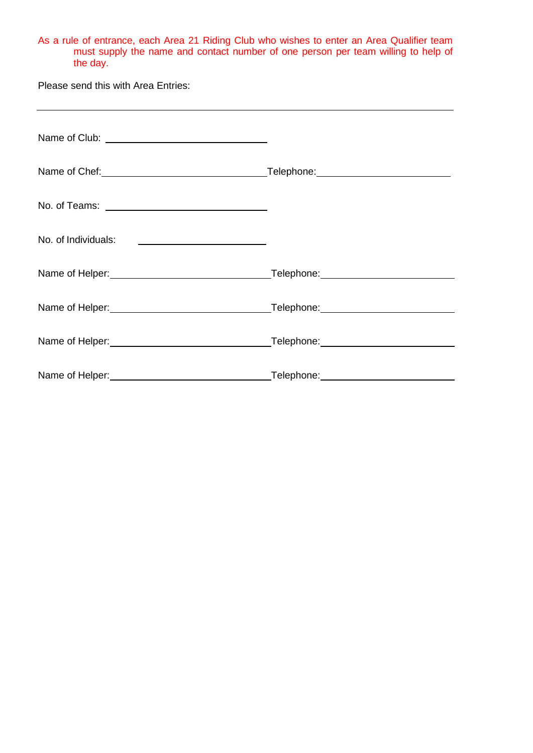As a rule of entrance, each Area 21 Riding Club who wishes to enter an Area Qualifier team must supply the name and contact number of one person per team willing to help of the day.

Please send this with Area Entries:

---

Name of Club: ______________________________

Name of Chef: ______________________________ Telephone: ______________________________

No. of Teams: ______________________________

No. of Individuals: ______________________________

Name of Helper: ______________________________ Telephone: ______________________________

Name of Helper: ______________________________ Telephone: ______________________________

Name of Helper: ______________________________ Telephone: ______________________________

Name of Helper: ______________________________ Telephone: ______________________________